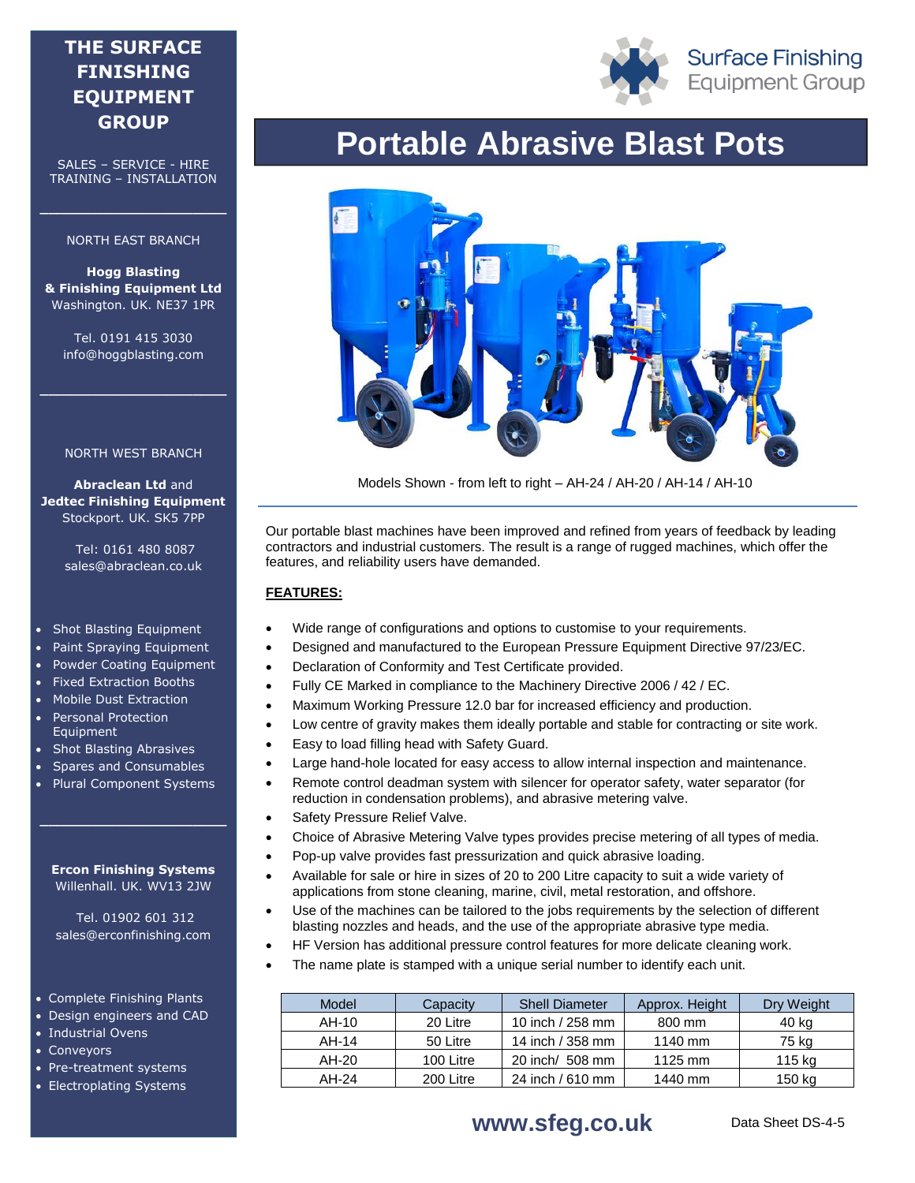# Portable Abrasive Blast Pots

Models Shown - from left to right – AH-24 / AH-20 / AH-14 / AH-10

Our portable blast machines have been improved and refined from years of feedback by leading contractors and industrial customers. The result is a range of rugged machines, which offer the features, and reliability users have demanded.

**FEATURES:**

- Wide range of configurations and options to customise to your requirements.
- Designed and manufactured to the European Pressure Equipment Directive 97/23/EC.
- Declaration of Conformity and Test Certificate provided.
- Fully CE Marked in compliance to the Machinery Directive 2006 / 42 / EC.
- Maximum Working Pressure 12.0 bar for increased efficiency and production.
- Low centre of gravity makes them ideally portable and stable for contracting or site work.
- Easy to load filling head with Safety Guard.
- Large hand-hole located for easy access to allow internal inspection and maintenance.
- Remote control deadman system with silencer for operator safety, water separator (for reduction in condensation problems), and abrasive metering valve.
- Safety Pressure Relief Valve.
- Choice of Abrasive Metering Valve types provides precise metering of all types of media.
- Pop-up valve provides fast pressurization and quick abrasive loading.
- Available for sale or hire in sizes of 20 to 200 Litre capacity to suit a wide variety of applications from stone cleaning, marine, civil, metal restoration, and offshore.
- Use of the machines can be tailored to the jobs requirements by the selection of different blasting nozzles and heads, and the use of the appropriate abrasive type media.
- HF Version has additional pressure control features for more delicate cleaning work.
- The name plate is stamped with a unique serial number to identify each unit.

| Model | Capacity | Shell Diameter | Approx. Height | Dry Weight |
|---|---|---|---|---|
| AH-10 | 20 Litre | 10 inch / 258 mm | 800 mm | 40 kg |
| AH-14 | 50 Litre | 14 inch / 358 mm | 1140 mm | 75 kg |
| AH-20 | 100 Litre | 20 inch/ 508 mm | 1125 mm | 115 kg |
| AH-24 | 200 Litre | 24 inch / 610 mm | 1440 mm | 150 kg |

**www.sfeg.co.uk** Data Sheet DS-4-5

Surface Finishing Equipment Group

**THE SURFACE FINISHING EQUIPMENT GROUP**

SALES – SERVICE - HIRE
TRAINING – INSTALLATION

NORTH EAST BRANCH

**Hogg Blasting & Finishing Equipment Ltd**
Washington. UK. NE37 1PR

Tel. 0191 415 3030
info@hoggblasting.com

NORTH WEST BRANCH

**Abraclean Ltd** and **Jedtec Finishing Equipment**
Stockport. UK. SK5 7PP

Tel: 0161 480 8087
sales@abraclean.co.uk

- Shot Blasting Equipment
- Paint Spraying Equipment
- Powder Coating Equipment
- Fixed Extraction Booths
- Mobile Dust Extraction
- Personal Protection Equipment
- Shot Blasting Abrasives
- Spares and Consumables
- Plural Component Systems

**Ercon Finishing Systems**
Willenhall. UK. WV13 2JW

Tel. 01902 601 312
sales@erconfinishing.com

- Complete Finishing Plants
- Design engineers and CAD
- Industrial Ovens
- Conveyors
- Pre-treatment systems
- Electroplating Systems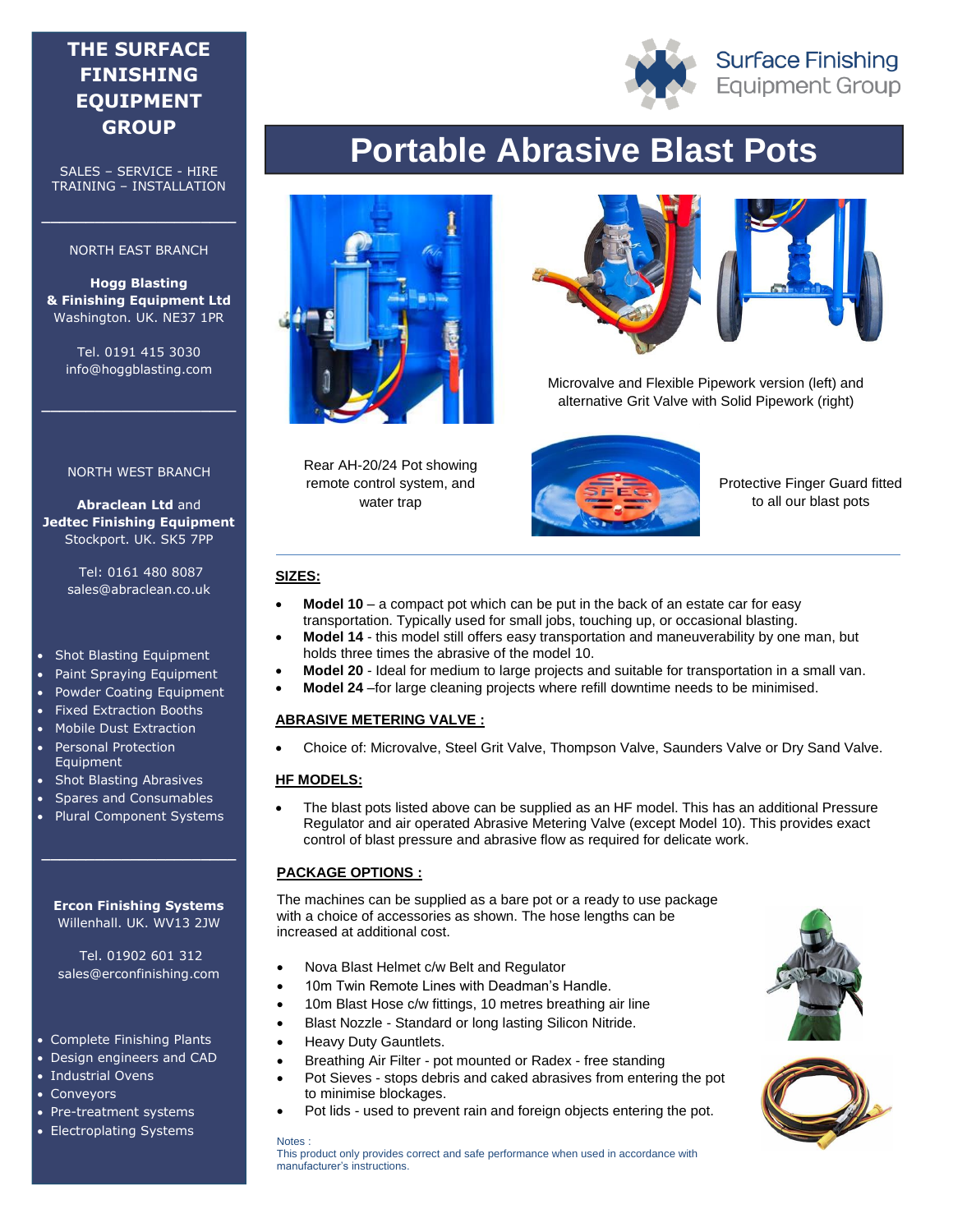# THE SURFACE FINISHING EQUIPMENT GROUP

SALES – SERVICE - HIRE
TRAINING – INSTALLATION

NORTH EAST BRANCH

**Hogg Blasting & Finishing Equipment Ltd**
Washington. UK. NE37 1PR

Tel. 0191 415 3030
info@hoggblasting.com

NORTH WEST BRANCH

**Abraclean Ltd** and **Jedtec Finishing Equipment**
Stockport. UK. SK5 7PP

Tel: 0161 480 8087
sales@abraclean.co.uk

- Shot Blasting Equipment
- Paint Spraying Equipment
- Powder Coating Equipment
- Fixed Extraction Booths
- Mobile Dust Extraction
- Personal Protection Equipment
- Shot Blasting Abrasives
- Spares and Consumables
- Plural Component Systems

**Ercon Finishing Systems**
Willenhall. UK. WV13 2JW

Tel. 01902 601 312
sales@erconfinishing.com

- Complete Finishing Plants
- Design engineers and CAD
- Industrial Ovens
- Conveyors
- Pre-treatment systems
- Electroplating Systems

Surface Finishing Equipment Group

# Portable Abrasive Blast Pots

Rear AH-20/24 Pot showing remote control system, and water trap

Microvalve and Flexible Pipework version (left) and alternative Grit Valve with Solid Pipework (right)

Protective Finger Guard fitted to all our blast pots

## SIZES:

- **Model 10** – a compact pot which can be put in the back of an estate car for easy transportation. Typically used for small jobs, touching up, or occasional blasting.
- **Model 14** - this model still offers easy transportation and maneuverability by one man, but holds three times the abrasive of the model 10.
- **Model 20** - Ideal for medium to large projects and suitable for transportation in a small van.
- **Model 24** –for large cleaning projects where refill downtime needs to be minimised.

## ABRASIVE METERING VALVE :

- Choice of: Microvalve, Steel Grit Valve, Thompson Valve, Saunders Valve or Dry Sand Valve.

## HF MODELS:

- The blast pots listed above can be supplied as an HF model. This has an additional Pressure Regulator and air operated Abrasive Metering Valve (except Model 10). This provides exact control of blast pressure and abrasive flow as required for delicate work.

## PACKAGE OPTIONS :

The machines can be supplied as a bare pot or a ready to use package with a choice of accessories as shown. The hose lengths can be increased at additional cost.

- Nova Blast Helmet c/w Belt and Regulator
- 10m Twin Remote Lines with Deadman's Handle.
- 10m Blast Hose c/w fittings, 10 metres breathing air line
- Blast Nozzle - Standard or long lasting Silicon Nitride.
- Heavy Duty Gauntlets.
- Breathing Air Filter - pot mounted or Radex - free standing
- Pot Sieves - stops debris and caked abrasives from entering the pot to minimise blockages.
- Pot lids - used to prevent rain and foreign objects entering the pot.

Notes :
This product only provides correct and safe performance when used in accordance with manufacturer's instructions.